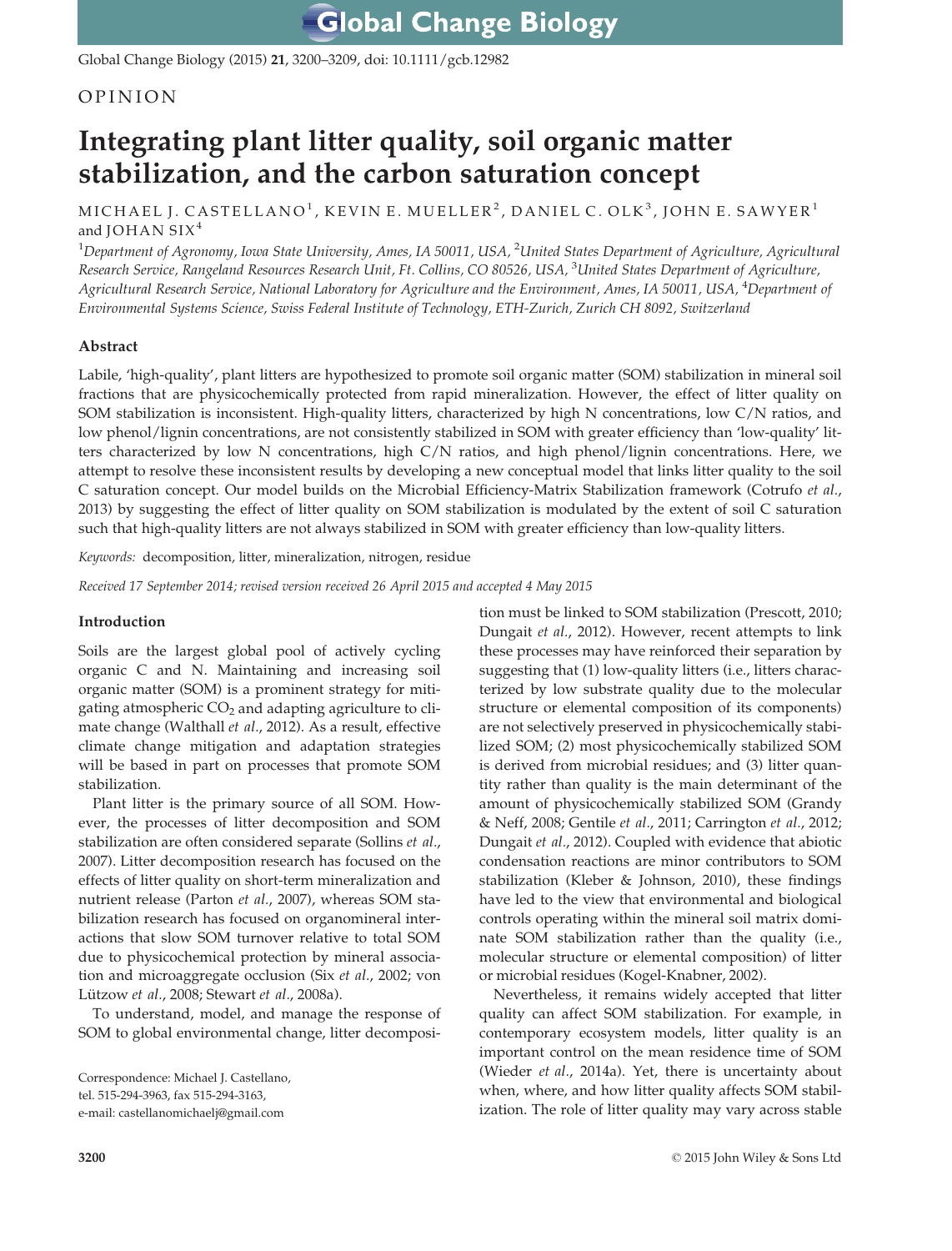OPINION

# Integrating plant litter quality, soil organic matter stabilization, and the carbon saturation concept

MICHAEL J. CASTELLANO[1], KEVIN E. MUELLER[2], DANIEL C. OLK[3], JOHN E. SAWYER[1] and JOHAN SIX[4]

[1]*Department of Agronomy, Iowa State University, Ames, IA 50011, USA,* [2]*United States Department of Agriculture, Agricultural Research Service, Rangeland Resources Research Unit, Ft. Collins, CO 80526, USA,* [3]*United States Department of Agriculture, Agricultural Research Service, National Laboratory for Agriculture and the Environment, Ames, IA 50011, USA,* [4]*Department of Environmental Systems Science, Swiss Federal Institute of Technology, ETH-Zurich, Zurich CH 8092, Switzerland*

## Abstract

Labile, 'high-quality', plant litters are hypothesized to promote soil organic matter (SOM) stabilization in mineral soil fractions that are physicochemically protected from rapid mineralization. However, the effect of litter quality on SOM stabilization is inconsistent. High-quality litters, characterized by high N concentrations, low C/N ratios, and low phenol/lignin concentrations, are not consistently stabilized in SOM with greater efficiency than 'low-quality' litters characterized by low N concentrations, high C/N ratios, and high phenol/lignin concentrations. Here, we attempt to resolve these inconsistent results by developing a new conceptual model that links litter quality to the soil C saturation concept. Our model builds on the Microbial Efficiency-Matrix Stabilization framework (Cotrufo *et al.*, 2013) by suggesting the effect of litter quality on SOM stabilization is modulated by the extent of soil C saturation such that high-quality litters are not always stabilized in SOM with greater efficiency than low-quality litters.

*Keywords:* decomposition, litter, mineralization, nitrogen, residue

*Received 17 September 2014; revised version received 26 April 2015 and accepted 4 May 2015*

## Introduction

Soils are the largest global pool of actively cycling organic C and N. Maintaining and increasing soil organic matter (SOM) is a prominent strategy for mitigating atmospheric $CO_2$ and adapting agriculture to climate change (Walthall *et al.*, 2012). As a result, effective climate change mitigation and adaptation strategies will be based in part on processes that promote SOM stabilization.

Plant litter is the primary source of all SOM. However, the processes of litter decomposition and SOM stabilization are often considered separate (Sollins *et al.*, 2007). Litter decomposition research has focused on the effects of litter quality on short-term mineralization and nutrient release (Parton *et al.*, 2007), whereas SOM stabilization research has focused on organomineral interactions that slow SOM turnover relative to total SOM due to physicochemical protection by mineral association and microaggregate occlusion (Six *et al.*, 2002; von Lützow *et al.*, 2008; Stewart *et al.*, 2008a).

To understand, model, and manage the response of SOM to global environmental change, litter decomposition must be linked to SOM stabilization (Prescott, 2010; Dungait *et al.*, 2012). However, recent attempts to link these processes may have reinforced their separation by suggesting that (1) low-quality litters (i.e., litters characterized by low substrate quality due to the molecular structure or elemental composition of its components) are not selectively preserved in physicochemically stabilized SOM; (2) most physicochemically stabilized SOM is derived from microbial residues; and (3) litter quantity rather than quality is the main determinant of the amount of physicochemically stabilized SOM (Grandy & Neff, 2008; Gentile *et al.*, 2011; Carrington *et al.*, 2012; Dungait *et al.*, 2012). Coupled with evidence that abiotic condensation reactions are minor contributors to SOM stabilization (Kleber & Johnson, 2010), these findings have led to the view that environmental and biological controls operating within the mineral soil matrix dominate SOM stabilization rather than the quality (i.e., molecular structure or elemental composition) of litter or microbial residues (Kogel-Knabner, 2002).

Nevertheless, it remains widely accepted that litter quality can affect SOM stabilization. For example, in contemporary ecosystem models, litter quality is an important control on the mean residence time of SOM (Wieder *et al.*, 2014a). Yet, there is uncertainty about when, where, and how litter quality affects SOM stabilization. The role of litter quality may vary across stable

Correspondence: Michael J. Castellano, tel. 515-294-3963, fax 515-294-3163, e-mail: castellanomichaelj@gmail.com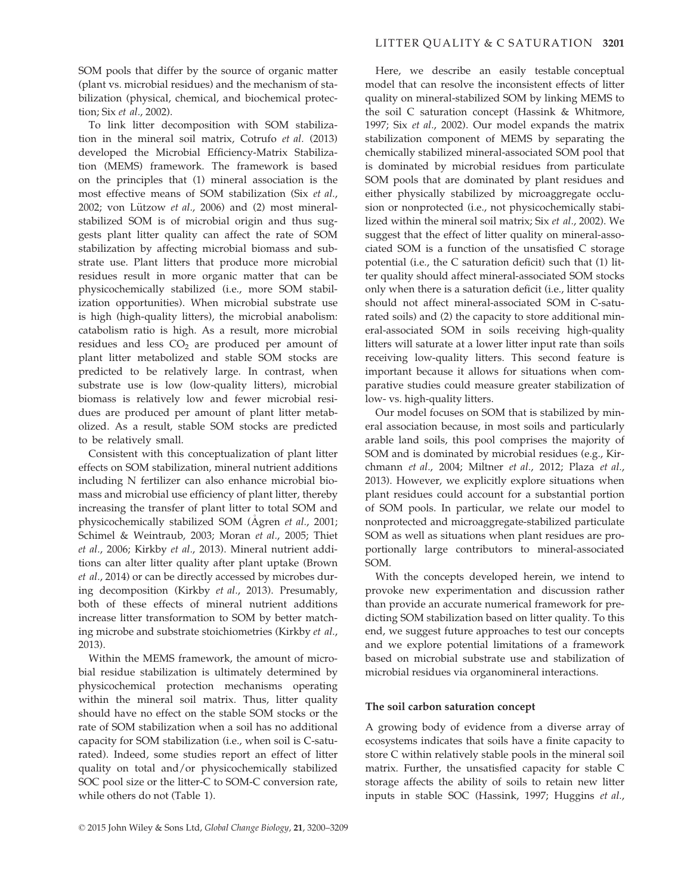SOM pools that differ by the source of organic matter (plant vs. microbial residues) and the mechanism of stabilization (physical, chemical, and biochemical protection; Six *et al.*, 2002).

To link litter decomposition with SOM stabilization in the mineral soil matrix, Cotrufo *et al.* (2013) developed the Microbial Efficiency-Matrix Stabilization (MEMS) framework. The framework is based on the principles that (1) mineral association is the most effective means of SOM stabilization (Six *et al.*, 2002; von Lützow *et al.*, 2006) and (2) most mineral-stabilized SOM is of microbial origin and thus suggests plant litter quality can affect the rate of SOM stabilization by affecting microbial biomass and substrate use. Plant litters that produce more microbial residues result in more organic matter that can be physicochemically stabilized (i.e., more SOM stabilization opportunities). When microbial substrate use is high (high-quality litters), the microbial anabolism: catabolism ratio is high. As a result, more microbial residues and less $CO_2$ are produced per amount of plant litter metabolized and stable SOM stocks are predicted to be relatively large. In contrast, when substrate use is low (low-quality litters), microbial biomass is relatively low and fewer microbial residues are produced per amount of plant litter metabolized. As a result, stable SOM stocks are predicted to be relatively small.

Consistent with this conceptualization of plant litter effects on SOM stabilization, mineral nutrient additions including N fertilizer can also enhance microbial biomass and microbial use efficiency of plant litter, thereby increasing the transfer of plant litter to total SOM and physicochemically stabilized SOM (Ågren *et al.*, 2001; Schimel & Weintraub, 2003; Moran *et al.*, 2005; Thiet *et al.*, 2006; Kirkby *et al.*, 2013). Mineral nutrient additions can alter litter quality after plant uptake (Brown *et al.*, 2014) or can be directly accessed by microbes during decomposition (Kirkby *et al.*, 2013). Presumably, both of these effects of mineral nutrient additions increase litter transformation to SOM by better matching microbe and substrate stoichiometries (Kirkby *et al.*, 2013).

Within the MEMS framework, the amount of microbial residue stabilization is ultimately determined by physicochemical protection mechanisms operating within the mineral soil matrix. Thus, litter quality should have no effect on the stable SOM stocks or the rate of SOM stabilization when a soil has no additional capacity for SOM stabilization (i.e., when soil is C-saturated). Indeed, some studies report an effect of litter quality on total and/or physicochemically stabilized SOC pool size or the litter-C to SOM-C conversion rate, while others do not (Table 1).

Here, we describe an easily testable conceptual model that can resolve the inconsistent effects of litter quality on mineral-stabilized SOM by linking MEMS to the soil C saturation concept (Hassink & Whitmore, 1997; Six *et al.*, 2002). Our model expands the matrix stabilization component of MEMS by separating the chemically stabilized mineral-associated SOM pool that is dominated by microbial residues from particulate SOM pools that are dominated by plant residues and either physically stabilized by microaggregate occlusion or nonprotected (i.e., not physicochemically stabilized within the mineral soil matrix; Six *et al.*, 2002). We suggest that the effect of litter quality on mineral-associated SOM is a function of the unsatisfied C storage potential (i.e., the C saturation deficit) such that (1) litter quality should affect mineral-associated SOM stocks only when there is a saturation deficit (i.e., litter quality should not affect mineral-associated SOM in C-saturated soils) and (2) the capacity to store additional mineral-associated SOM in soils receiving high-quality litters will saturate at a lower litter input rate than soils receiving low-quality litters. This second feature is important because it allows for situations when comparative studies could measure greater stabilization of low- vs. high-quality litters.

Our model focuses on SOM that is stabilized by mineral association because, in most soils and particularly arable land soils, this pool comprises the majority of SOM and is dominated by microbial residues (e.g., Kirchmann *et al.*, 2004; Miltner *et al.*, 2012; Plaza *et al.*, 2013). However, we explicitly explore situations when plant residues could account for a substantial portion of SOM pools. In particular, we relate our model to nonprotected and microaggregate-stabilized particulate SOM as well as situations when plant residues are proportionally large contributors to mineral-associated SOM.

With the concepts developed herein, we intend to provoke new experimentation and discussion rather than provide an accurate numerical framework for predicting SOM stabilization based on litter quality. To this end, we suggest future approaches to test our concepts and we explore potential limitations of a framework based on microbial substrate use and stabilization of microbial residues via organomineral interactions.

### The soil carbon saturation concept

A growing body of evidence from a diverse array of ecosystems indicates that soils have a finite capacity to store C within relatively stable pools in the mineral soil matrix. Further, the unsatisfied capacity for stable C storage affects the ability of soils to retain new litter inputs in stable SOC (Hassink, 1997; Huggins *et al.*,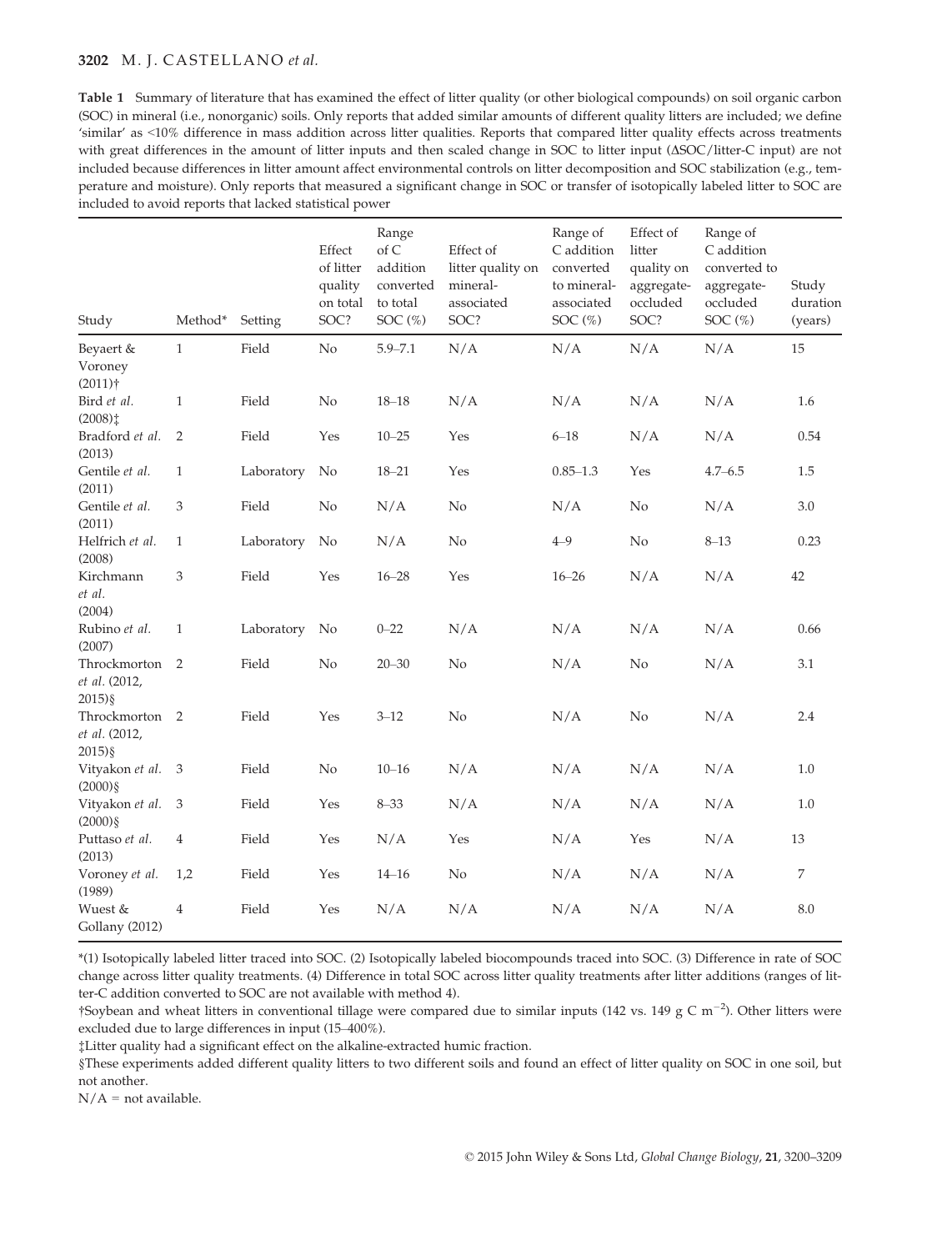**Table 1** Summary of literature that has examined the effect of litter quality (or other biological compounds) on soil organic carbon (SOC) in mineral (i.e., nonorganic) soils. Only reports that added similar amounts of different quality litters are included; we define 'similar' as <10% difference in mass addition across litter qualities. Reports that compared litter quality effects across treatments with great differences in the amount of litter inputs and then scaled change in SOC to litter input (ΔSOC/litter-C input) are not included because differences in litter amount affect environmental controls on litter decomposition and SOC stabilization (e.g., temperature and moisture). Only reports that measured a significant change in SOC or transfer of isotopically labeled litter to SOC are included to avoid reports that lacked statistical power

| Study | Method* | Setting | Effect of litter quality on total SOC? | Range of C addition converted to total SOC (%) | Effect of litter quality on mineral-associated SOC? | Range of C addition converted to mineral-associated SOC (%) | Effect of litter quality on aggregate-occluded SOC? | Range of C addition converted to aggregate-occluded SOC (%) | Study duration (years) |
|---|---|---|---|---|---|---|---|---|---|
| Beyaert & Voroney (2011)† | 1 | Field | No | 5.9–7.1 | N/A | N/A | N/A | N/A | 15 |
| Bird *et al.* (2008)‡ | 1 | Field | No | 18–18 | N/A | N/A | N/A | N/A | 1.6 |
| Bradford *et al.* (2013) | 2 | Field | Yes | 10–25 | Yes | 6–18 | N/A | N/A | 0.54 |
| Gentile *et al.* (2011) | 1 | Laboratory | No | 18–21 | Yes | 0.85–1.3 | Yes | 4.7–6.5 | 1.5 |
| Gentile *et al.* (2011) | 3 | Field | No | N/A | No | N/A | No | N/A | 3.0 |
| Helfrich *et al.* (2008) | 1 | Laboratory | No | N/A | No | 4–9 | No | 8–13 | 0.23 |
| Kirchmann *et al.* (2004) | 3 | Field | Yes | 16–28 | Yes | 16–26 | N/A | N/A | 42 |
| Rubino *et al.* (2007) | 1 | Laboratory | No | 0–22 | N/A | N/A | N/A | N/A | 0.66 |
| Throckmorton *et al.* (2012, 2015)§ | 2 | Field | No | 20–30 | No | N/A | No | N/A | 3.1 |
| Throckmorton *et al.* (2012, 2015)§ | 2 | Field | Yes | 3–12 | No | N/A | No | N/A | 2.4 |
| Vityakon *et al.* (2000)§ | 3 | Field | No | 10–16 | N/A | N/A | N/A | N/A | 1.0 |
| Vityakon *et al.* (2000)§ | 3 | Field | Yes | 8–33 | N/A | N/A | N/A | N/A | 1.0 |
| Puttaso *et al.* (2013) | 4 | Field | Yes | N/A | Yes | N/A | Yes | N/A | 13 |
| Voroney *et al.* (1989) | 1,2 | Field | Yes | 14–16 | No | N/A | N/A | N/A | 7 |
| Wuest & Gollany (2012) | 4 | Field | Yes | N/A | N/A | N/A | N/A | N/A | 8.0 |

*(1) Isotopically labeled litter traced into SOC. (2) Isotopically labeled biocompounds traced into SOC. (3) Difference in rate of SOC change across litter quality treatments. (4) Difference in total SOC across litter quality treatments after litter additions (ranges of litter-C addition converted to SOC are not available with method 4).

†Soybean and wheat litters in conventional tillage were compared due to similar inputs (142 vs. 149 g C $m^{-2}$). Other litters were excluded due to large differences in input (15–400%).

‡Litter quality had a significant effect on the alkaline-extracted humic fraction.

§These experiments added different quality litters to two different soils and found an effect of litter quality on SOC in one soil, but not another.

N/A = not available.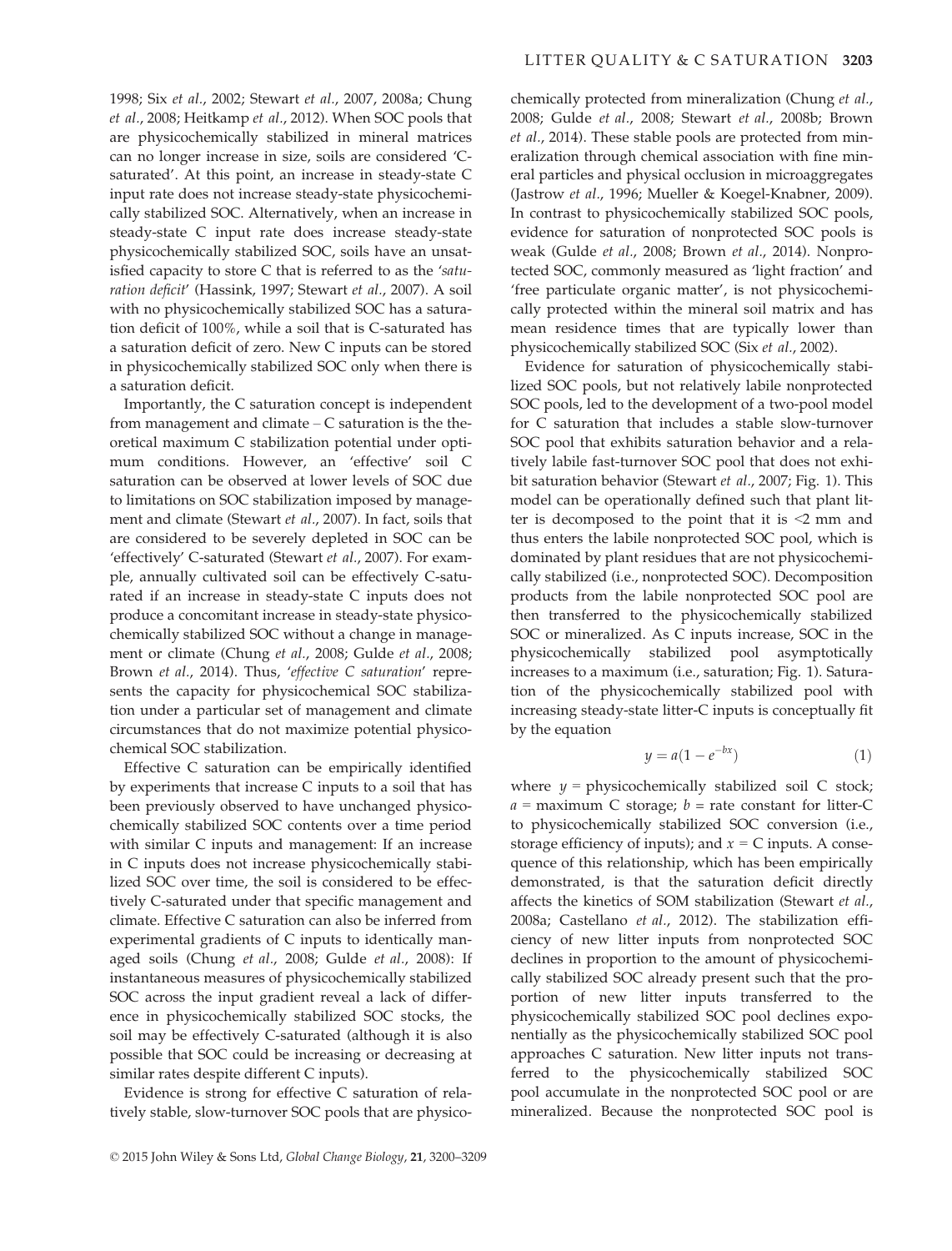1998; Six *et al.*, 2002; Stewart *et al.*, 2007, 2008a; Chung *et al.*, 2008; Heitkamp *et al.*, 2012). When SOC pools that are physicochemically stabilized in mineral matrices can no longer increase in size, soils are considered 'C-saturated'. At this point, an increase in steady-state C input rate does not increase steady-state physicochemically stabilized SOC. Alternatively, when an increase in steady-state C input rate does increase steady-state physicochemically stabilized SOC, soils have an unsatisfied capacity to store C that is referred to as the '*saturation deficit*' (Hassink, 1997; Stewart *et al.*, 2007). A soil with no physicochemically stabilized SOC has a saturation deficit of 100%, while a soil that is C-saturated has a saturation deficit of zero. New C inputs can be stored in physicochemically stabilized SOC only when there is a saturation deficit.

Importantly, the C saturation concept is independent from management and climate – C saturation is the theoretical maximum C stabilization potential under optimum conditions. However, an 'effective' soil C saturation can be observed at lower levels of SOC due to limitations on SOC stabilization imposed by management and climate (Stewart *et al.*, 2007). In fact, soils that are considered to be severely depleted in SOC can be 'effectively' C-saturated (Stewart *et al.*, 2007). For example, annually cultivated soil can be effectively C-saturated if an increase in steady-state C inputs does not produce a concomitant increase in steady-state physicochemically stabilized SOC without a change in management or climate (Chung *et al.*, 2008; Gulde *et al.*, 2008; Brown *et al.*, 2014). Thus, '*effective C saturation*' represents the capacity for physicochemical SOC stabilization under a particular set of management and climate circumstances that do not maximize potential physicochemical SOC stabilization.

Effective C saturation can be empirically identified by experiments that increase C inputs to a soil that has been previously observed to have unchanged physicochemically stabilized SOC contents over a time period with similar C inputs and management: If an increase in C inputs does not increase physicochemically stabilized SOC over time, the soil is considered to be effectively C-saturated under that specific management and climate. Effective C saturation can also be inferred from experimental gradients of C inputs to identically managed soils (Chung *et al.*, 2008; Gulde *et al.*, 2008): If instantaneous measures of physicochemically stabilized SOC across the input gradient reveal a lack of difference in physicochemically stabilized SOC stocks, the soil may be effectively C-saturated (although it is also possible that SOC could be increasing or decreasing at similar rates despite different C inputs).

Evidence is strong for effective C saturation of relatively stable, slow-turnover SOC pools that are physicochemically protected from mineralization (Chung *et al.*, 2008; Gulde *et al.*, 2008; Stewart *et al.*, 2008b; Brown *et al.*, 2014). These stable pools are protected from mineralization through chemical association with fine mineral particles and physical occlusion in microaggregates (Jastrow *et al.*, 1996; Mueller & Koegel-Knabner, 2009). In contrast to physicochemically stabilized SOC pools, evidence for saturation of nonprotected SOC pools is weak (Gulde *et al.*, 2008; Brown *et al.*, 2014). Nonprotected SOC, commonly measured as 'light fraction' and 'free particulate organic matter', is not physicochemically protected within the mineral soil matrix and has mean residence times that are typically lower than physicochemically stabilized SOC (Six *et al.*, 2002).

Evidence for saturation of physicochemically stabilized SOC pools, but not relatively labile nonprotected SOC pools, led to the development of a two-pool model for C saturation that includes a stable slow-turnover SOC pool that exhibits saturation behavior and a relatively labile fast-turnover SOC pool that does not exhibit saturation behavior (Stewart *et al.*, 2007; Fig. 1). This model can be operationally defined such that plant litter is decomposed to the point that it is <2 mm and thus enters the labile nonprotected SOC pool, which is dominated by plant residues that are not physicochemically stabilized (i.e., nonprotected SOC). Decomposition products from the labile nonprotected SOC pool are then transferred to the physicochemically stabilized SOC or mineralized. As C inputs increase, SOC in the physicochemically stabilized pool asymptotically increases to a maximum (i.e., saturation; Fig. 1). Saturation of the physicochemically stabilized pool with increasing steady-state litter-C inputs is conceptually fit by the equation

$$y = a(1 - e^{-bx}) \qquad (1)$$

where $y$ = physicochemically stabilized soil C stock; $a$ = maximum C storage; $b$ = rate constant for litter-C to physicochemically stabilized SOC conversion (i.e., storage efficiency of inputs); and $x$ = C inputs. A consequence of this relationship, which has been empirically demonstrated, is that the saturation deficit directly affects the kinetics of SOM stabilization (Stewart *et al.*, 2008a; Castellano *et al.*, 2012). The stabilization efficiency of new litter inputs from nonprotected SOC declines in proportion to the amount of physicochemically stabilized SOC already present such that the proportion of new litter inputs transferred to the physicochemically stabilized SOC pool declines exponentially as the physicochemically stabilized SOC pool approaches C saturation. New litter inputs not transferred to the physicochemically stabilized SOC pool accumulate in the nonprotected SOC pool or are mineralized. Because the nonprotected SOC pool is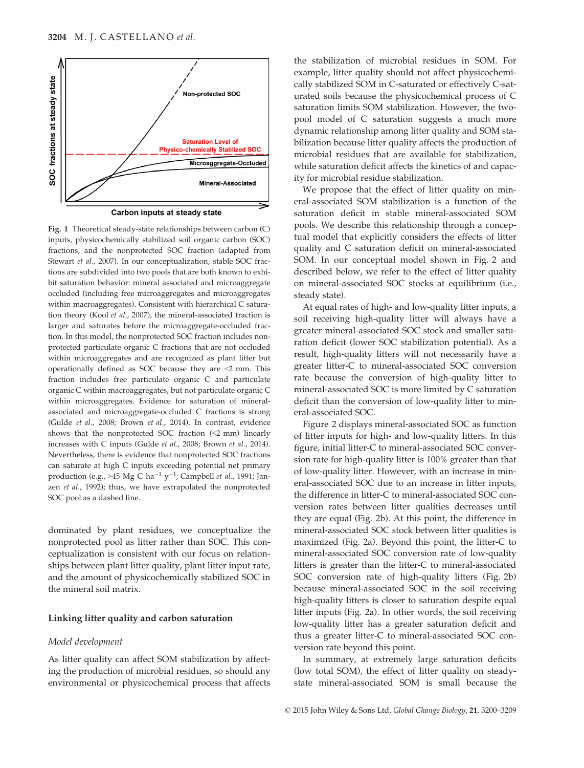Fig. 1 Theoretical steady-state relationships between carbon (C) inputs, physicochemically stabilized soil organic carbon (SOC) fractions, and the nonprotected SOC fraction (adapted from Stewart *et al*., 2007). In our conceptualization, stable SOC fractions are subdivided into two pools that are both known to exhibit saturation behavior: mineral associated and microaggregate occluded (including free microaggregates and microaggregates within macroaggregates). Consistent with hierarchical C saturation theory (Kool *et al*., 2007), the mineral-associated fraction is larger and saturates before the microaggregate-occluded fraction. In this model, the nonprotected SOC fraction includes nonprotected particulate organic C fractions that are not occluded within microaggregates and are recognized as plant litter but operationally defined as SOC because they are <2 mm. This fraction includes free particulate organic C and particulate organic C within macroaggregates, but not particulate organic C within microaggregates. Evidence for saturation of mineral-associated and microaggregate-occluded C fractions is strong (Gulde *et al*., 2008; Brown *et al*., 2014). In contrast, evidence shows that the nonprotected SOC fraction (<2 mm) linearly increases with C inputs (Gulde *et al*., 2008; Brown *et al*., 2014). Nevertheless, there is evidence that nonprotected SOC fractions can saturate at high C inputs exceeding potential net primary production (e.g., >45 Mg C $ha^{-1}$ $y^{-1}$; Campbell *et al*., 1991; Janzen *et al*., 1992); thus, we have extrapolated the nonprotected SOC pool as a dashed line.

dominated by plant residues, we conceptualize the nonprotected pool as litter rather than SOC. This conceptualization is consistent with our focus on relationships between plant litter quality, plant litter input rate, and the amount of physicochemically stabilized SOC in the mineral soil matrix.

## Linking litter quality and carbon saturation

### *Model development*

As litter quality can affect SOM stabilization by affecting the production of microbial residues, so should any environmental or physicochemical process that affects the stabilization of microbial residues in SOM. For example, litter quality should not affect physicochemically stabilized SOM in C-saturated or effectively C-saturated soils because the physicochemical process of C saturation limits SOM stabilization. However, the two-pool model of C saturation suggests a much more dynamic relationship among litter quality and SOM stabilization because litter quality affects the production of microbial residues that are available for stabilization, while saturation deficit affects the kinetics of and capacity for microbial residue stabilization.

We propose that the effect of litter quality on mineral-associated SOM stabilization is a function of the saturation deficit in stable mineral-associated SOM pools. We describe this relationship through a conceptual model that explicitly considers the effects of litter quality and C saturation deficit on mineral-associated SOM. In our conceptual model shown in Fig. 2 and described below, we refer to the effect of litter quality on mineral-associated SOC stocks at equilibrium (i.e., steady state).

At equal rates of high- and low-quality litter inputs, a soil receiving high-quality litter will always have a greater mineral-associated SOC stock and smaller saturation deficit (lower SOC stabilization potential). As a result, high-quality litters will not necessarily have a greater litter-C to mineral-associated SOC conversion rate because the conversion of high-quality litter to mineral-associated SOC is more limited by C saturation deficit than the conversion of low-quality litter to mineral-associated SOC.

Figure 2 displays mineral-associated SOC as function of litter inputs for high- and low-quality litters. In this figure, initial litter-C to mineral-associated SOC conversion rate for high-quality litter is 100% greater than that of low-quality litter. However, with an increase in mineral-associated SOC due to an increase in litter inputs, the difference in litter-C to mineral-associated SOC conversion rates between litter qualities decreases until they are equal (Fig. 2b). At this point, the difference in mineral-associated SOC stock between litter qualities is maximized (Fig. 2a). Beyond this point, the litter-C to mineral-associated SOC conversion rate of low-quality litters is greater than the litter-C to mineral-associated SOC conversion rate of high-quality litters (Fig. 2b) because mineral-associated SOC in the soil receiving high-quality litters is closer to saturation despite equal litter inputs (Fig. 2a). In other words, the soil receiving low-quality litter has a greater saturation deficit and thus a greater litter-C to mineral-associated SOC conversion rate beyond this point.

In summary, at extremely large saturation deficits (low total SOM), the effect of litter quality on steady-state mineral-associated SOM is small because the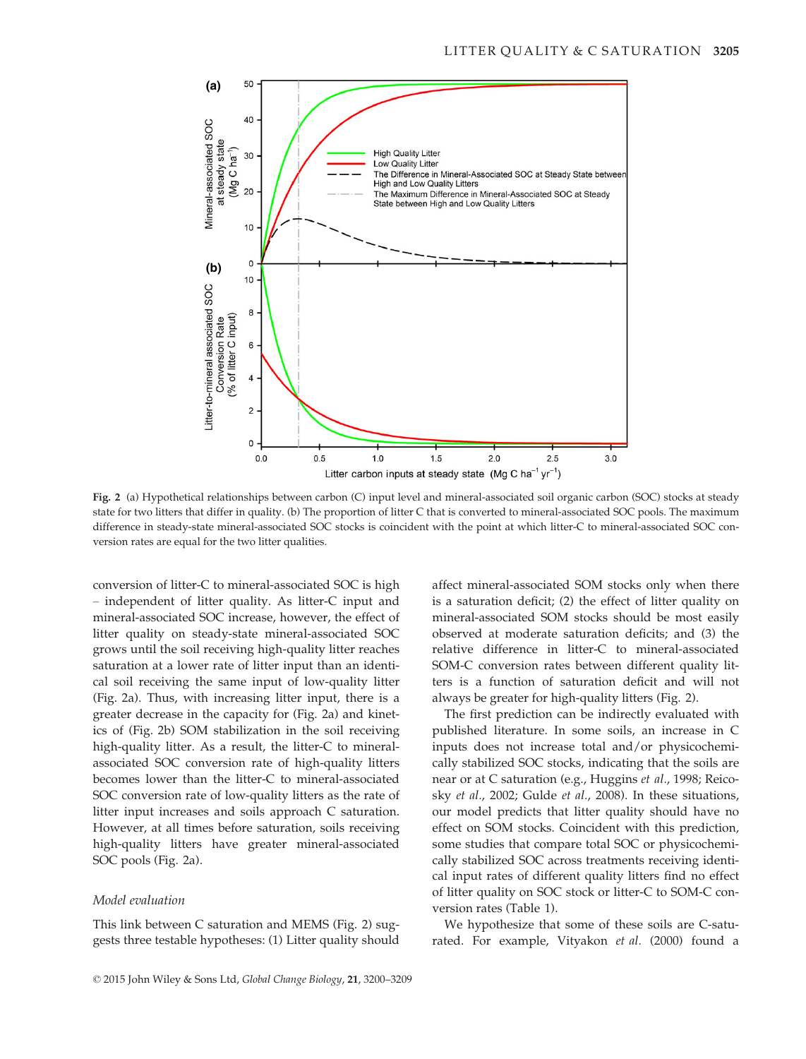Fig. 2 (a) Hypothetical relationships between carbon (C) input level and mineral-associated soil organic carbon (SOC) stocks at steady state for two litters that differ in quality. (b) The proportion of litter C that is converted to mineral-associated SOC pools. The maximum difference in steady-state mineral-associated SOC stocks is coincident with the point at which litter-C to mineral-associated SOC conversion rates are equal for the two litter qualities.

conversion of litter-C to mineral-associated SOC is high – independent of litter quality. As litter-C input and mineral-associated SOC increase, however, the effect of litter quality on steady-state mineral-associated SOC grows until the soil receiving high-quality litter reaches saturation at a lower rate of litter input than an identical soil receiving the same input of low-quality litter (Fig. 2a). Thus, with increasing litter input, there is a greater decrease in the capacity for (Fig. 2a) and kinetics of (Fig. 2b) SOM stabilization in the soil receiving high-quality litter. As a result, the litter-C to mineral-associated SOC conversion rate of high-quality litters becomes lower than the litter-C to mineral-associated SOC conversion rate of low-quality litters as the rate of litter input increases and soils approach C saturation. However, at all times before saturation, soils receiving high-quality litters have greater mineral-associated SOC pools (Fig. 2a).

### *Model evaluation*

This link between C saturation and MEMS (Fig. 2) suggests three testable hypotheses: (1) Litter quality should affect mineral-associated SOM stocks only when there is a saturation deficit; (2) the effect of litter quality on mineral-associated SOM stocks should be most easily observed at moderate saturation deficits; and (3) the relative difference in litter-C to mineral-associated SOM-C conversion rates between different quality litters is a function of saturation deficit and will not always be greater for high-quality litters (Fig. 2).

The first prediction can be indirectly evaluated with published literature. In some soils, an increase in C inputs does not increase total and/or physicochemically stabilized SOC stocks, indicating that the soils are near or at C saturation (e.g., Huggins *et al.*, 1998; Reicosky *et al.*, 2002; Gulde *et al.*, 2008). In these situations, our model predicts that litter quality should have no effect on SOM stocks. Coincident with this prediction, some studies that compare total SOC or physicochemically stabilized SOC across treatments receiving identical input rates of different quality litters find no effect of litter quality on SOC stock or litter-C to SOM-C conversion rates (Table 1).

We hypothesize that some of these soils are C-saturated. For example, Vityakon *et al.* (2000) found a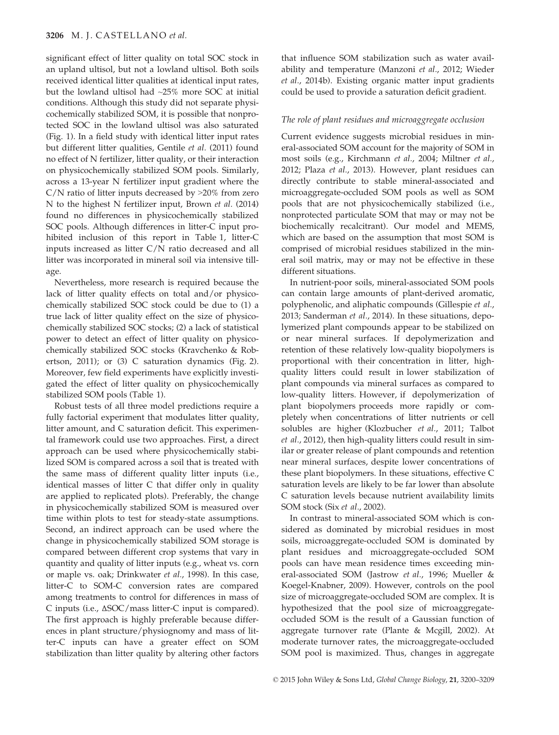significant effect of litter quality on total SOC stock in an upland ultisol, but not a lowland ultisol. Both soils received identical litter qualities at identical input rates, but the lowland ultisol had ~25% more SOC at initial conditions. Although this study did not separate physicochemically stabilized SOM, it is possible that nonprotected SOC in the lowland ultisol was also saturated (Fig. 1). In a field study with identical litter input rates but different litter qualities, Gentile *et al.* (2011) found no effect of N fertilizer, litter quality, or their interaction on physicochemically stabilized SOM pools. Similarly, across a 13-year N fertilizer input gradient where the C/N ratio of litter inputs decreased by >20% from zero N to the highest N fertilizer input, Brown *et al.* (2014) found no differences in physicochemically stabilized SOC pools. Although differences in litter-C input prohibited inclusion of this report in Table 1, litter-C inputs increased as litter C/N ratio decreased and all litter was incorporated in mineral soil via intensive tillage.

Nevertheless, more research is required because the lack of litter quality effects on total and/or physicochemically stabilized SOC stock could be due to (1) a true lack of litter quality effect on the size of physicochemically stabilized SOC stocks; (2) a lack of statistical power to detect an effect of litter quality on physicochemically stabilized SOC stocks (Kravchenko & Robertson, 2011); or (3) C saturation dynamics (Fig. 2). Moreover, few field experiments have explicitly investigated the effect of litter quality on physicochemically stabilized SOM pools (Table 1).

Robust tests of all three model predictions require a fully factorial experiment that modulates litter quality, litter amount, and C saturation deficit. This experimental framework could use two approaches. First, a direct approach can be used where physicochemically stabilized SOM is compared across a soil that is treated with the same mass of different quality litter inputs (i.e., identical masses of litter C that differ only in quality are applied to replicated plots). Preferably, the change in physicochemically stabilized SOM is measured over time within plots to test for steady-state assumptions. Second, an indirect approach can be used where the change in physicochemically stabilized SOM storage is compared between different crop systems that vary in quantity and quality of litter inputs (e.g., wheat vs. corn or maple vs. oak; Drinkwater *et al.*, 1998). In this case, litter-C to SOM-C conversion rates are compared among treatments to control for differences in mass of C inputs (i.e., ΔSOC/mass litter-C input is compared). The first approach is highly preferable because differences in plant structure/physiognomy and mass of litter-C inputs can have a greater effect on SOM stabilization than litter quality by altering other factors that influence SOM stabilization such as water availability and temperature (Manzoni *et al.*, 2012; Wieder *et al.*, 2014b). Existing organic matter input gradients could be used to provide a saturation deficit gradient.

### *The role of plant residues and microaggregate occlusion*

Current evidence suggests microbial residues in mineral-associated SOM account for the majority of SOM in most soils (e.g., Kirchmann *et al.*, 2004; Miltner *et al.*, 2012; Plaza *et al.*, 2013). However, plant residues can directly contribute to stable mineral-associated and microaggregate-occluded SOM pools as well as SOM pools that are not physicochemically stabilized (i.e., nonprotected particulate SOM that may or may not be biochemically recalcitrant). Our model and MEMS, which are based on the assumption that most SOM is comprised of microbial residues stabilized in the mineral soil matrix, may or may not be effective in these different situations.

In nutrient-poor soils, mineral-associated SOM pools can contain large amounts of plant-derived aromatic, polyphenolic, and aliphatic compounds (Gillespie *et al.*, 2013; Sanderman *et al.*, 2014). In these situations, depolymerized plant compounds appear to be stabilized on or near mineral surfaces. If depolymerization and retention of these relatively low-quality biopolymers is proportional with their concentration in litter, high-quality litters could result in lower stabilization of plant compounds via mineral surfaces as compared to low-quality litters. However, if depolymerization of plant biopolymers proceeds more rapidly or completely when concentrations of litter nutrients or cell solubles are higher (Klozbucher *et al.*, 2011; Talbot *et al.*, 2012), then high-quality litters could result in similar or greater release of plant compounds and retention near mineral surfaces, despite lower concentrations of these plant biopolymers. In these situations, effective C saturation levels are likely to be far lower than absolute C saturation levels because nutrient availability limits SOM stock (Six *et al.*, 2002).

In contrast to mineral-associated SOM which is considered as dominated by microbial residues in most soils, microaggregate-occluded SOM is dominated by plant residues and microaggregate-occluded SOM pools can have mean residence times exceeding mineral-associated SOM (Jastrow *et al.*, 1996; Mueller & Koegel-Knabner, 2009). However, controls on the pool size of microaggregate-occluded SOM are complex. It is hypothesized that the pool size of microaggregate-occluded SOM is the result of a Gaussian function of aggregate turnover rate (Plante & Mcgill, 2002). At moderate turnover rates, the microaggregate-occluded SOM pool is maximized. Thus, changes in aggregate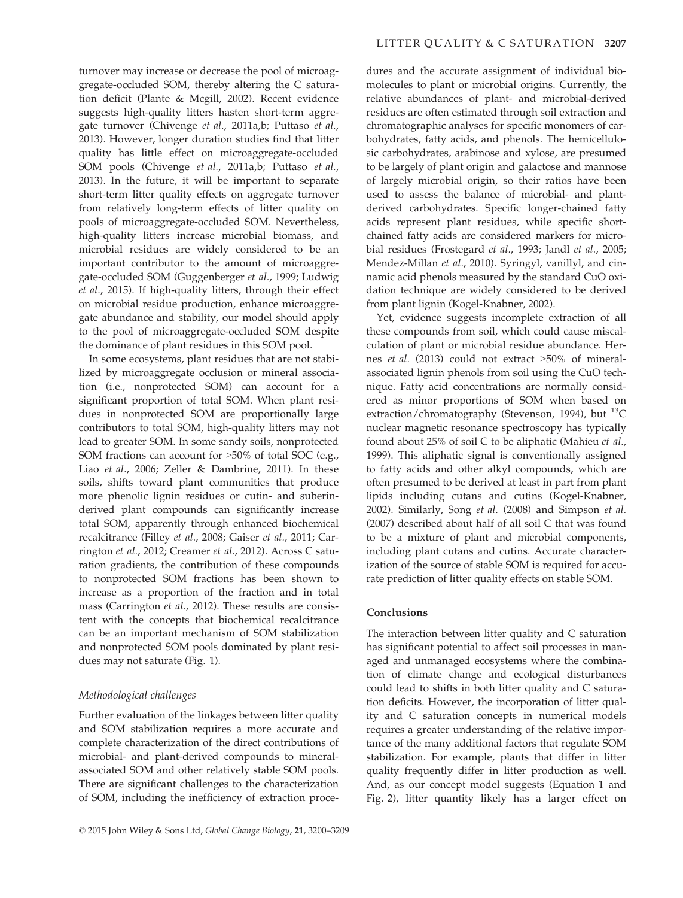turnover may increase or decrease the pool of microaggregate-occluded SOM, thereby altering the C saturation deficit (Plante & Mcgill, 2002). Recent evidence suggests high-quality litters hasten short-term aggregate turnover (Chivenge *et al.*, 2011a,b; Puttaso *et al.*, 2013). However, longer duration studies find that litter quality has little effect on microaggregate-occluded SOM pools (Chivenge *et al.*, 2011a,b; Puttaso *et al.*, 2013). In the future, it will be important to separate short-term litter quality effects on aggregate turnover from relatively long-term effects of litter quality on pools of microaggregate-occluded SOM. Nevertheless, high-quality litters increase microbial biomass, and microbial residues are widely considered to be an important contributor to the amount of microaggregate-occluded SOM (Guggenberger *et al.*, 1999; Ludwig *et al.*, 2015). If high-quality litters, through their effect on microbial residue production, enhance microaggregate abundance and stability, our model should apply to the pool of microaggregate-occluded SOM despite the dominance of plant residues in this SOM pool.

In some ecosystems, plant residues that are not stabilized by microaggregate occlusion or mineral association (i.e., nonprotected SOM) can account for a significant proportion of total SOM. When plant residues in nonprotected SOM are proportionally large contributors to total SOM, high-quality litters may not lead to greater SOM. In some sandy soils, nonprotected SOM fractions can account for >50% of total SOC (e.g., Liao *et al.*, 2006; Zeller & Dambrine, 2011). In these soils, shifts toward plant communities that produce more phenolic lignin residues or cutin- and suberin-derived plant compounds can significantly increase total SOM, apparently through enhanced biochemical recalcitrance (Filley *et al.*, 2008; Gaiser *et al.*, 2011; Carrington *et al.*, 2012; Creamer *et al.*, 2012). Across C saturation gradients, the contribution of these compounds to nonprotected SOM fractions has been shown to increase as a proportion of the fraction and in total mass (Carrington *et al.*, 2012). These results are consistent with the concepts that biochemical recalcitrance can be an important mechanism of SOM stabilization and nonprotected SOM pools dominated by plant residues may not saturate (Fig. 1).

### *Methodological challenges*

Further evaluation of the linkages between litter quality and SOM stabilization requires a more accurate and complete characterization of the direct contributions of microbial- and plant-derived compounds to mineral-associated SOM and other relatively stable SOM pools. There are significant challenges to the characterization of SOM, including the inefficiency of extraction procedures and the accurate assignment of individual biomolecules to plant or microbial origins. Currently, the relative abundances of plant- and microbial-derived residues are often estimated through soil extraction and chromatographic analyses for specific monomers of carbohydrates, fatty acids, and phenols. The hemicellulosic carbohydrates, arabinose and xylose, are presumed to be largely of plant origin and galactose and mannose of largely microbial origin, so their ratios have been used to assess the balance of microbial- and plant-derived carbohydrates. Specific longer-chained fatty acids represent plant residues, while specific short-chained fatty acids are considered markers for microbial residues (Frostegard *et al.*, 1993; Jandl *et al.*, 2005; Mendez-Millan *et al.*, 2010). Syringyl, vanillyl, and cinnamic acid phenols measured by the standard CuO oxidation technique are widely considered to be derived from plant lignin (Kogel-Knabner, 2002).

Yet, evidence suggests incomplete extraction of all these compounds from soil, which could cause miscalculation of plant or microbial residue abundance. Hernes *et al.* (2013) could not extract >50% of mineral-associated lignin phenols from soil using the CuO technique. Fatty acid concentrations are normally considered as minor proportions of SOM when based on extraction/chromatography (Stevenson, 1994), but $^{13}C$ nuclear magnetic resonance spectroscopy has typically found about 25% of soil C to be aliphatic (Mahieu *et al.*, 1999). This aliphatic signal is conventionally assigned to fatty acids and other alkyl compounds, which are often presumed to be derived at least in part from plant lipids including cutans and cutins (Kogel-Knabner, 2002). Similarly, Song *et al.* (2008) and Simpson *et al.* (2007) described about half of all soil C that was found to be a mixture of plant and microbial components, including plant cutans and cutins. Accurate characterization of the source of stable SOM is required for accurate prediction of litter quality effects on stable SOM.

## Conclusions

The interaction between litter quality and C saturation has significant potential to affect soil processes in managed and unmanaged ecosystems where the combination of climate change and ecological disturbances could lead to shifts in both litter quality and C saturation deficits. However, the incorporation of litter quality and C saturation concepts in numerical models requires a greater understanding of the relative importance of the many additional factors that regulate SOM stabilization. For example, plants that differ in litter quality frequently differ in litter production as well. And, as our concept model suggests (Equation 1 and Fig. 2), litter quantity likely has a larger effect on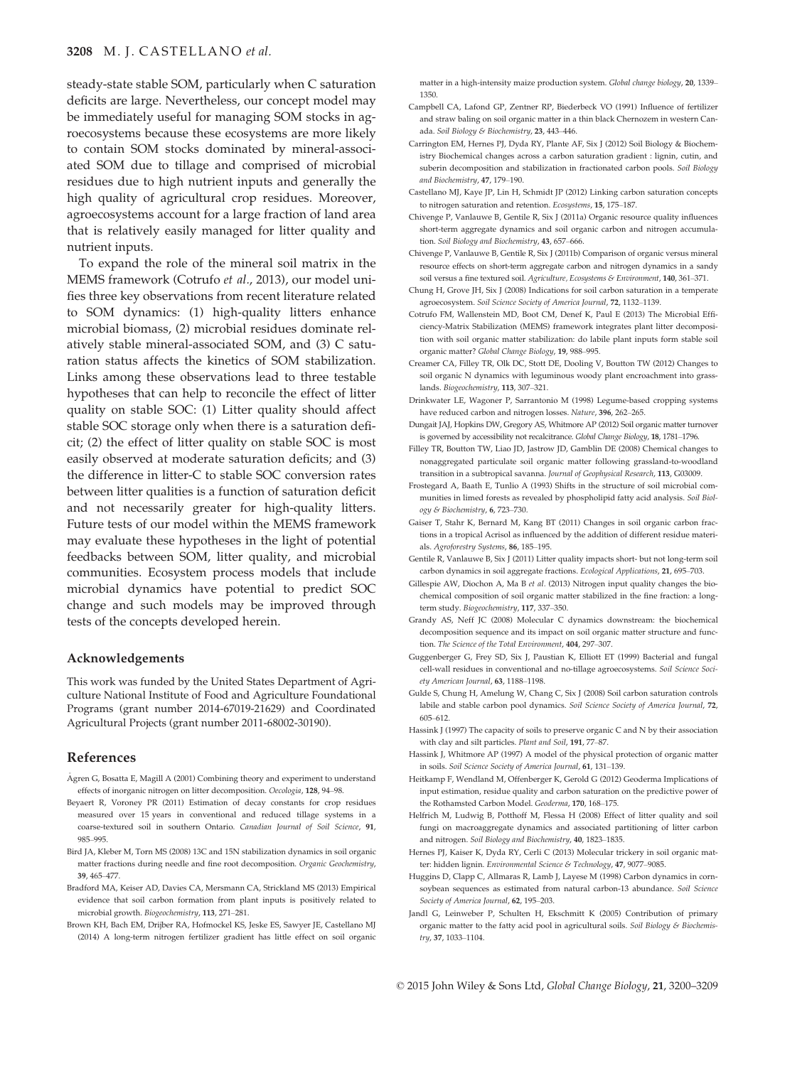steady-state stable SOM, particularly when C saturation deficits are large. Nevertheless, our concept model may be immediately useful for managing SOM stocks in agroecosystems because these ecosystems are more likely to contain SOM stocks dominated by mineral-associated SOM due to tillage and comprised of microbial residues due to high nutrient inputs and generally the high quality of agricultural crop residues. Moreover, agroecosystems account for a large fraction of land area that is relatively easily managed for litter quality and nutrient inputs.

To expand the role of the mineral soil matrix in the MEMS framework (Cotrufo *et al.*, 2013), our model unifies three key observations from recent literature related to SOM dynamics: (1) high-quality litters enhance microbial biomass, (2) microbial residues dominate relatively stable mineral-associated SOM, and (3) C saturation status affects the kinetics of SOM stabilization. Links among these observations lead to three testable hypotheses that can help to reconcile the effect of litter quality on stable SOC: (1) Litter quality should affect stable SOC storage only when there is a saturation deficit; (2) the effect of litter quality on stable SOC is most easily observed at moderate saturation deficits; and (3) the difference in litter-C to stable SOC conversion rates between litter qualities is a function of saturation deficit and not necessarily greater for high-quality litters. Future tests of our model within the MEMS framework may evaluate these hypotheses in the light of potential feedbacks between SOM, litter quality, and microbial communities. Ecosystem process models that include microbial dynamics have potential to predict SOC change and such models may be improved through tests of the concepts developed herein.

## Acknowledgements

This work was funded by the United States Department of Agriculture National Institute of Food and Agriculture Foundational Programs (grant number 2014-67019-21629) and Coordinated Agricultural Projects (grant number 2011-68002-30190).

## References

Ågren G, Bosatta E, Magill A (2001) Combining theory and experiment to understand effects of inorganic nitrogen on litter decomposition. *Oecologia*, **128**, 94–98.

Beyaert R, Voroney PR (2011) Estimation of decay constants for crop residues measured over 15 years in conventional and reduced tillage systems in a coarse-textured soil in southern Ontario. *Canadian Journal of Soil Science*, **91**, 985–995.

Bird JA, Kleber M, Torn MS (2008) 13C and 15N stabilization dynamics in soil organic matter fractions during needle and fine root decomposition. *Organic Geochemistry*, **39**, 465–477.

Bradford MA, Keiser AD, Davies CA, Mersmann CA, Strickland MS (2013) Empirical evidence that soil carbon formation from plant inputs is positively related to microbial growth. *Biogeochemistry*, **113**, 271–281.

Brown KH, Bach EM, Drijber RA, Hofmockel KS, Jeske ES, Sawyer JE, Castellano MJ (2014) A long-term nitrogen fertilizer gradient has little effect on soil organic matter in a high-intensity maize production system. *Global change biology*, **20**, 1339–1350.

Campbell CA, Lafond GP, Zentner RP, Biederbeck VO (1991) Influence of fertilizer and straw baling on soil organic matter in a thin black Chernozem in western Canada. *Soil Biology & Biochemistry*, **23**, 443–446.

Carrington EM, Hernes PJ, Dyda RY, Plante AF, Six J (2012) Soil Biology & Biochemistry Biochemical changes across a carbon saturation gradient : lignin, cutin, and suberin decomposition and stabilization in fractionated carbon pools. *Soil Biology and Biochemistry*, **47**, 179–190.

Castellano MJ, Kaye JP, Lin H, Schmidt JP (2012) Linking carbon saturation concepts to nitrogen saturation and retention. *Ecosystems*, **15**, 175–187.

Chivenge P, Vanlauwe B, Gentile R, Six J (2011a) Organic resource quality influences short-term aggregate dynamics and soil organic carbon and nitrogen accumulation. *Soil Biology and Biochemistry*, **43**, 657–666.

Chivenge P, Vanlauwe B, Gentile R, Six J (2011b) Comparison of organic versus mineral resource effects on short-term aggregate carbon and nitrogen dynamics in a sandy soil versus a fine textured soil. *Agriculture, Ecosystems & Environment*, **140**, 361–371.

Chung H, Grove JH, Six J (2008) Indications for soil carbon saturation in a temperate agroecosystem. *Soil Science Society of America Journal*, **72**, 1132–1139.

Cotrufo FM, Wallenstein MD, Boot CM, Denef K, Paul E (2013) The Microbial Efficiency-Matrix Stabilization (MEMS) framework integrates plant litter decomposition with soil organic matter stabilization: do labile plant inputs form stable soil organic matter? *Global Change Biology*, **19**, 988–995.

Creamer CA, Filley TR, Olk DC, Stott DE, Dooling V, Boutton TW (2012) Changes to soil organic N dynamics with leguminous woody plant encroachment into grasslands. *Biogeochemistry*, **113**, 307–321.

Drinkwater LE, Wagoner P, Sarrantonio M (1998) Legume-based cropping systems have reduced carbon and nitrogen losses. *Nature*, **396**, 262–265.

Dungait JAJ, Hopkins DW, Gregory AS, Whitmore AP (2012) Soil organic matter turnover is governed by accessibility not recalcitrance. *Global Change Biology*, **18**, 1781–1796.

Filley TR, Boutton TW, Liao JD, Jastrow JD, Gamblin DE (2008) Chemical changes to nonaggregated particulate soil organic matter following grassland-to-woodland transition in a subtropical savanna. *Journal of Geophysical Research*, **113**, G03009.

Frostegard A, Baath E, Tunlio A (1993) Shifts in the structure of soil microbial communities in limed forests as revealed by phospholipid fatty acid analysis. *Soil Biology & Biochemistry*, **6**, 723–730.

Gaiser T, Stahr K, Bernard M, Kang BT (2011) Changes in soil organic carbon fractions in a tropical Acrisol as influenced by the addition of different residue materials. *Agroforestry Systems*, **86**, 185–195.

Gentile R, Vanlauwe B, Six J (2011) Litter quality impacts short- but not long-term soil carbon dynamics in soil aggregate fractions. *Ecological Applications*, **21**, 695–703.

Gillespie AW, Diochon A, Ma B *et al.* (2013) Nitrogen input quality changes the biochemical composition of soil organic matter stabilized in the fine fraction: a long-term study. *Biogeochemistry*, **117**, 337–350.

Grandy AS, Neff JC (2008) Molecular C dynamics downstream: the biochemical decomposition sequence and its impact on soil organic matter structure and function. *The Science of the Total Environment*, **404**, 297–307.

Guggenberger G, Frey SD, Six J, Paustian K, Elliott ET (1999) Bacterial and fungal cell-wall residues in conventional and no-tillage agroecosystems. *Soil Science Society American Journal*, **63**, 1188–1198.

Gulde S, Chung H, Amelung W, Chang C, Six J (2008) Soil carbon saturation controls labile and stable carbon pool dynamics. *Soil Science Society of America Journal*, **72**, 605–612.

Hassink J (1997) The capacity of soils to preserve organic C and N by their association with clay and silt particles. *Plant and Soil*, **191**, 77–87.

Hassink J, Whitmore AP (1997) A model of the physical protection of organic matter in soils. *Soil Science Society of America Journal*, **61**, 131–139.

Heitkamp F, Wendland M, Offenberger K, Gerold G (2012) Geoderma Implications of input estimation, residue quality and carbon saturation on the predictive power of the Rothamsted Carbon Model. *Geoderma*, **170**, 168–175.

Helfrich M, Ludwig B, Potthoff M, Flessa H (2008) Effect of litter quality and soil fungi on macroaggregate dynamics and associated partitioning of litter carbon and nitrogen. *Soil Biology and Biochemistry*, **40**, 1823–1835.

Hernes PJ, Kaiser K, Dyda RY, Cerli C (2013) Molecular trickery in soil organic matter: hidden lignin. *Environmental Science & Technology*, **47**, 9077–9085.

Huggins D, Clapp C, Allmaras R, Lamb J, Layese M (1998) Carbon dynamics in corn-soybean sequences as estimated from natural carbon-13 abundance. *Soil Science Society of America Journal*, **62**, 195–203.

Jandl G, Leinweber P, Schulten H, Ekschmitt K (2005) Contribution of primary organic matter to the fatty acid pool in agricultural soils. *Soil Biology & Biochemistry*, **37**, 1033–1104.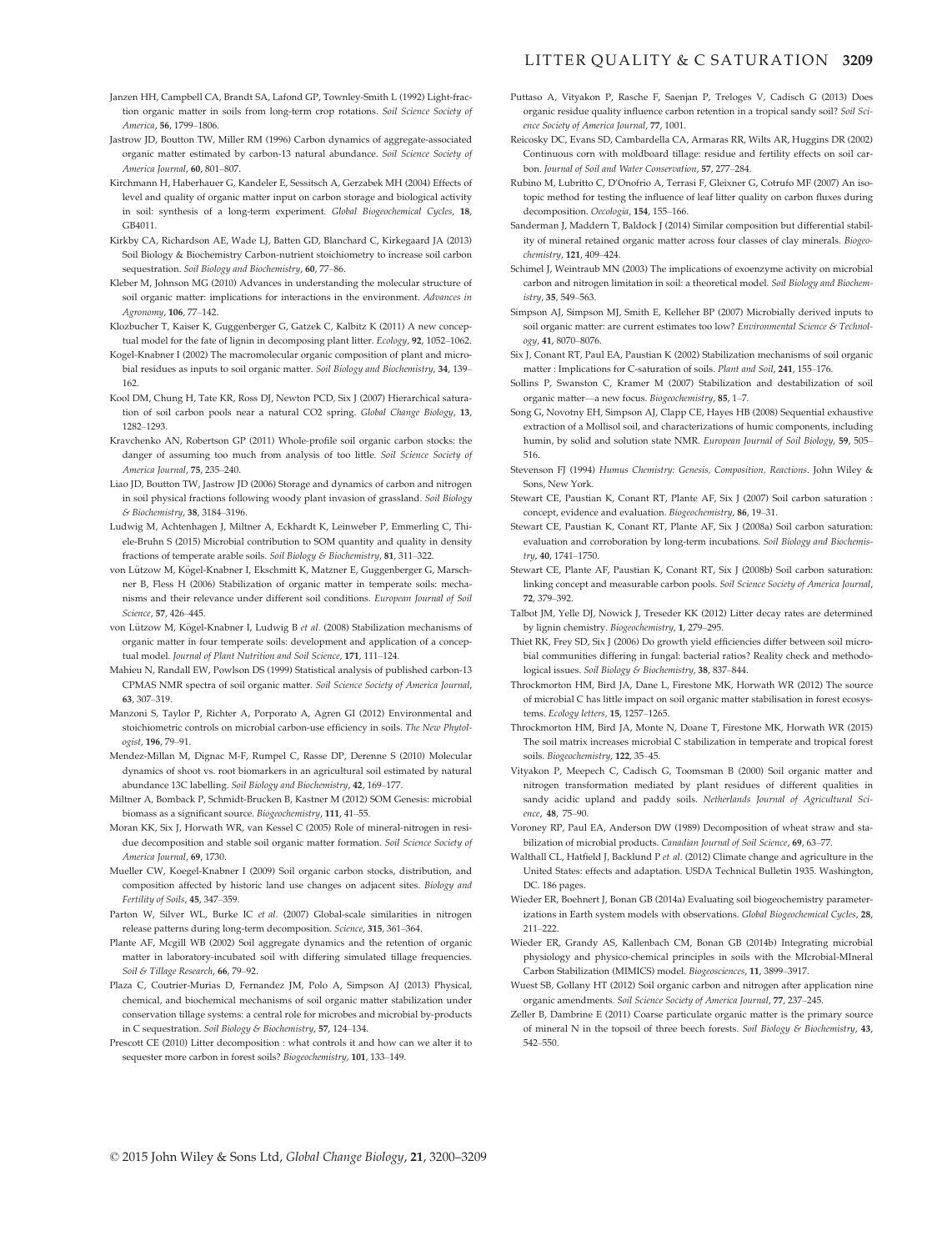Janzen HH, Campbell CA, Brandt SA, Lafond GP, Townley-Smith L (1992) Light-fraction organic matter in soils from long-term crop rotations. *Soil Science Society of America*, **56**, 1799–1806.

Jastrow JD, Boutton TW, Miller RM (1996) Carbon dynamics of aggregate-associated organic matter estimated by carbon-13 natural abundance. *Soil Science Society of America Journal*, **60**, 801–807.

Kirchmann H, Haberhauer G, Kandeler E, Sessitsch A, Gerzabek MH (2004) Effects of level and quality of organic matter input on carbon storage and biological activity in soil: synthesis of a long-term experiment. *Global Biogeochemical Cycles*, **18**, GB4011.

Kirkby CA, Richardson AE, Wade LJ, Batten GD, Blanchard C, Kirkegaard JA (2013) Soil Biology & Biochemistry Carbon-nutrient stoichiometry to increase soil carbon sequestration. *Soil Biology and Biochemistry*, **60**, 77–86.

Kleber M, Johnson MG (2010) Advances in understanding the molecular structure of soil organic matter: implications for interactions in the environment. *Advances in Agronomy*, **106**, 77–142.

Klozbucher T, Kaiser K, Guggenberger G, Gatzek C, Kalbitz K (2011) A new conceptual model for the fate of lignin in decomposing plant litter. *Ecology*, **92**, 1052–1062.

Kogel-Knabner I (2002) The macromolecular organic composition of plant and microbial residues as inputs to soil organic matter. *Soil Biology and Biochemistry*, **34**, 139–162.

Kool DM, Chung H, Tate KR, Ross DJ, Newton PCD, Six J (2007) Hierarchical saturation of soil carbon pools near a natural CO2 spring. *Global Change Biology*, **13**, 1282–1293.

Kravchenko AN, Robertson GP (2011) Whole-profile soil organic carbon stocks: the danger of assuming too much from analysis of too little. *Soil Science Society of America Journal*, **75**, 235–240.

Liao JD, Boutton TW, Jastrow JD (2006) Storage and dynamics of carbon and nitrogen in soil physical fractions following woody plant invasion of grassland. *Soil Biology & Biochemistry*, **38**, 3184–3196.

Ludwig M, Achtenhagen J, Miltner A, Eckhardt K, Leinweber P, Emmerling C, Thiele-Bruhn S (2015) Microbial contribution to SOM quantity and quality in density fractions of temperate arable soils. *Soil Biology & Biochemistry*, **81**, 311–322.

von Lützow M, Kögel-Knabner I, Ekschmitt K, Matzner E, Guggenberger G, Marschner B, Fless H (2006) Stabilization of organic matter in temperate soils: mechanisms and their relevance under different soil conditions. *European Journal of Soil Science*, **57**, 426–445.

von Lützow M, Kögel-Knabner I, Ludwig B *et al.* (2008) Stabilization mechanisms of organic matter in four temperate soils: development and application of a conceptual model. *Journal of Plant Nutrition and Soil Science*, **171**, 111–124.

Mahieu N, Randall EW, Powlson DS (1999) Statistical analysis of published carbon-13 CPMAS NMR spectra of soil organic matter. *Soil Science Society of America Journal*, **63**, 307–319.

Manzoni S, Taylor P, Richter A, Porporato A, Agren GI (2012) Environmental and stoichiometric controls on microbial carbon-use efficiency in soils. *The New Phytologist*, **196**, 79–91.

Mendez-Millan M, Dignac M-F, Rumpel C, Rasse DP, Derenne S (2010) Molecular dynamics of shoot vs. root biomarkers in an agricultural soil estimated by natural abundance 13C labelling. *Soil Biology and Biochemistry*, **42**, 169–177.

Miltner A, Bomback P, Schmidt-Brucken B, Kastner M (2012) SOM Genesis: microbial biomass as a significant source. *Biogeochemistry*, **111**, 41–55.

Moran KK, Six J, Horwath WR, van Kessel C (2005) Role of mineral-nitrogen in residue decomposition and stable soil organic matter formation. *Soil Science Society of America Journal*, **69**, 1730.

Mueller CW, Koegel-Knabner I (2009) Soil organic carbon stocks, distribution, and composition affected by historic land use changes on adjacent sites. *Biology and Fertility of Soils*, **45**, 347–359.

Parton W, Silver WL, Burke IC *et al.* (2007) Global-scale similarities in nitrogen release patterns during long-term decomposition. *Science*, **315**, 361–364.

Plante AF, Mcgill WB (2002) Soil aggregate dynamics and the retention of organic matter in laboratory-incubated soil with differing simulated tillage frequencies. *Soil & Tillage Research*, **66**, 79–92.

Plaza C, Coutrier-Murias D, Fernandez JM, Polo A, Simpson AJ (2013) Physical, chemical, and biochemical mechanisms of soil organic matter stabilization under conservation tillage systems: a central role for microbes and microbial by-products in C sequestration. *Soil Biology & Biochemistry*, **57**, 124–134.

Prescott CE (2010) Litter decomposition : what controls it and how can we alter it to sequester more carbon in forest soils? *Biogeochemistry*, **101**, 133–149.

Puttaso A, Vityakon P, Rasche F, Saenjan P, Treloges V, Cadisch G (2013) Does organic residue quality influence carbon retention in a tropical sandy soil? *Soil Science Society of America Journal*, **77**, 1001.

Reicosky DC, Evans SD, Cambardella CA, Armaras RR, Wilts AR, Huggins DR (2002) Continuous corn with moldboard tillage: residue and fertility effects on soil carbon. *Journal of Soil and Water Conservation*, **57**, 277–284.

Rubino M, Lubritto C, D'Onofrio A, Terrasi F, Gleixner G, Cotrufo MF (2007) An isotopic method for testing the influence of leaf litter quality on carbon fluxes during decomposition. *Oecologia*, **154**, 155–166.

Sanderman J, Maddern T, Baldock J (2014) Similar composition but differential stability of mineral retained organic matter across four classes of clay minerals. *Biogeochemistry*, **121**, 409–424.

Schimel J, Weintraub MN (2003) The implications of exoenzyme activity on microbial carbon and nitrogen limitation in soil: a theoretical model. *Soil Biology and Biochemistry*, **35**, 549–563.

Simpson AJ, Simpson MJ, Smith E, Kelleher BP (2007) Microbially derived inputs to soil organic matter: are current estimates too low? *Environmental Science & Technology*, **41**, 8070–8076.

Six J, Conant RT, Paul EA, Paustian K (2002) Stabilization mechanisms of soil organic matter : Implications for C-saturation of soils. *Plant and Soil*, **241**, 155–176.

Sollins P, Swanston C, Kramer M (2007) Stabilization and destabilization of soil organic matter—a new focus. *Biogeochemistry*, **85**, 1–7.

Song G, Novotny EH, Simpson AJ, Clapp CE, Hayes HB (2008) Sequential exhaustive extraction of a Mollisol soil, and characterizations of humic components, including humin, by solid and solution state NMR. *European Journal of Soil Biology*, **59**, 505–516.

Stevenson FJ (1994) *Humus Chemistry: Genesis, Composition, Reactions*. John Wiley & Sons, New York.

Stewart CE, Paustian K, Conant RT, Plante AF, Six J (2007) Soil carbon saturation : concept, evidence and evaluation. *Biogeochemistry*, **86**, 19–31.

Stewart CE, Paustian K, Conant RT, Plante AF, Six J (2008a) Soil carbon saturation: evaluation and corroboration by long-term incubations. *Soil Biology and Biochemistry*, **40**, 1741–1750.

Stewart CE, Plante AF, Paustian K, Conant RT, Six J (2008b) Soil carbon saturation: linking concept and measurable carbon pools. *Soil Science Society of America Journal*, **72**, 379–392.

Talbot JM, Yelle DJ, Nowick J, Treseder KK (2012) Litter decay rates are determined by lignin chemistry. *Biogeochemistry*, **1**, 279–295.

Thiet RK, Frey SD, Six J (2006) Do growth yield efficiencies differ between soil microbial communities differing in fungal: bacterial ratios? Reality check and methodological issues. *Soil Biology & Biochemistry*, **38**, 837–844.

Throckmorton HM, Bird JA, Dane L, Firestone MK, Horwath WR (2012) The source of microbial C has little impact on soil organic matter stabilisation in forest ecosystems. *Ecology letters*, **15**, 1257–1265.

Throckmorton HM, Bird JA, Monte N, Doane T, Firestone MK, Horwath WR (2015) The soil matrix increases microbial C stabilization in temperate and tropical forest soils. *Biogeochemistry*, **122**, 35–45.

Vityakon P, Meepech C, Cadisch G, Toomsman B (2000) Soil organic matter and nitrogen transformation mediated by plant residues of different qualities in sandy acidic upland and paddy soils. *Netherlands Journal of Agricultural Science*, **48**, 75–90.

Voroney RP, Paul EA, Anderson DW (1989) Decomposition of wheat straw and stabilization of microbial products. *Canadian Journal of Soil Science*, **69**, 63–77.

Walthall CL, Hatfield J, Backlund P *et al.* (2012) Climate change and agriculture in the United States: effects and adaptation. USDA Technical Bulletin 1935. Washington, DC. 186 pages.

Wieder ER, Boehnert J, Bonan GB (2014a) Evaluating soil biogeochemistry parameterizations in Earth system models with observations. *Global Biogeochemical Cycles*, **28**, 211–222.

Wieder ER, Grandy AS, Kallenbach CM, Bonan GB (2014b) Integrating microbial physiology and physico-chemical principles in soils with the MIcrobial-MIneral Carbon Stabilization (MIMICS) model. *Biogeosciences*, **11**, 3899–3917.

Wuest SB, Gollany HT (2012) Soil organic carbon and nitrogen after application nine organic amendments. *Soil Science Society of America Journal*, **77**, 237–245.

Zeller B, Dambrine E (2011) Coarse particulate organic matter is the primary source of mineral N in the topsoil of three beech forests. *Soil Biology & Biochemistry*, **43**, 542–550.